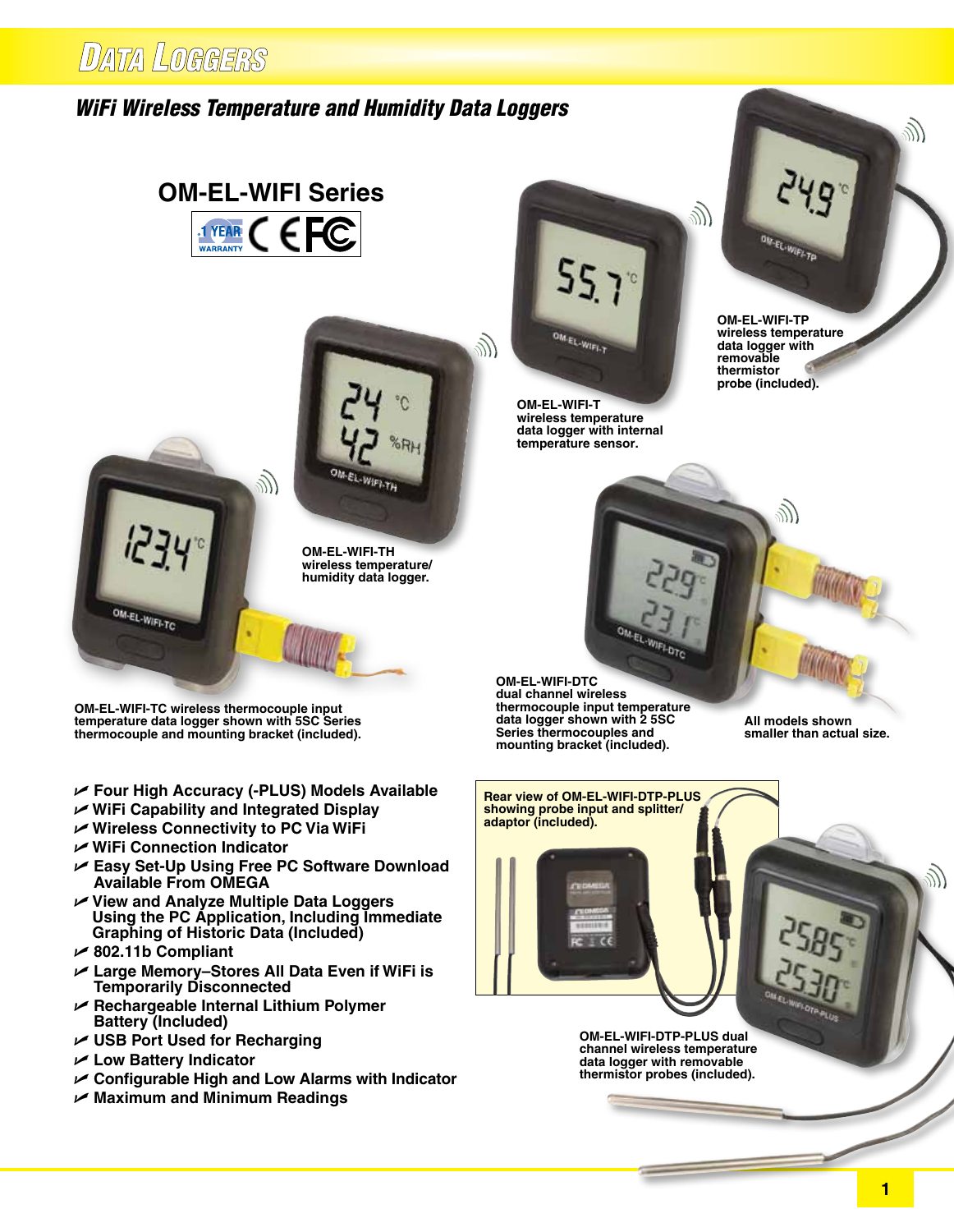# Data Loggers

## WiFi Wireless Temperature and Humidity Data Loggers

### OM-EL-WIFI Series

1 YEAR WARRANTY

**OM-EL-WIFI-TP** wireless temperature data logger with removable thermistor probe (included).

**OM-EL-WIFI-T** wireless temperature data logger with internal temperature sensor.

**OM-EL-WIFI-TH** wireless temperature/ humidity data logger.

**OM-EL-WIFI-TC** wireless thermocouple input temperature data logger shown with 5SC Series thermocouple and mounting bracket (included).

**OM-EL-WIFI-DTC** dual channel wireless thermocouple input temperature data logger shown with 2 5SC Series thermocouples and mounting bracket (included).

All models shown smaller than actual size.

- Four High Accuracy (-PLUS) Models Available
- WiFi Capability and Integrated Display
- Wireless Connectivity to PC Via WiFi
- WiFi Connection Indicator
- Easy Set-Up Using Free PC Software Download Available From OMEGA
- View and Analyze Multiple Data Loggers Using the PC Application, Including Immediate Graphing of Historic Data (Included)
- 802.11b Compliant
- Large Memory–Stores All Data Even if WiFi is Temporarily Disconnected
- Rechargeable Internal Lithium Polymer Battery (Included)
- USB Port Used for Recharging
- Low Battery Indicator
- Configurable High and Low Alarms with Indicator
- Maximum and Minimum Readings

Rear view of OM-EL-WIFI-DTP-PLUS showing probe input and splitter/ adaptor (included).

**OM-EL-WIFI-DTP-PLUS** dual channel wireless temperature data logger with removable thermistor probes (included).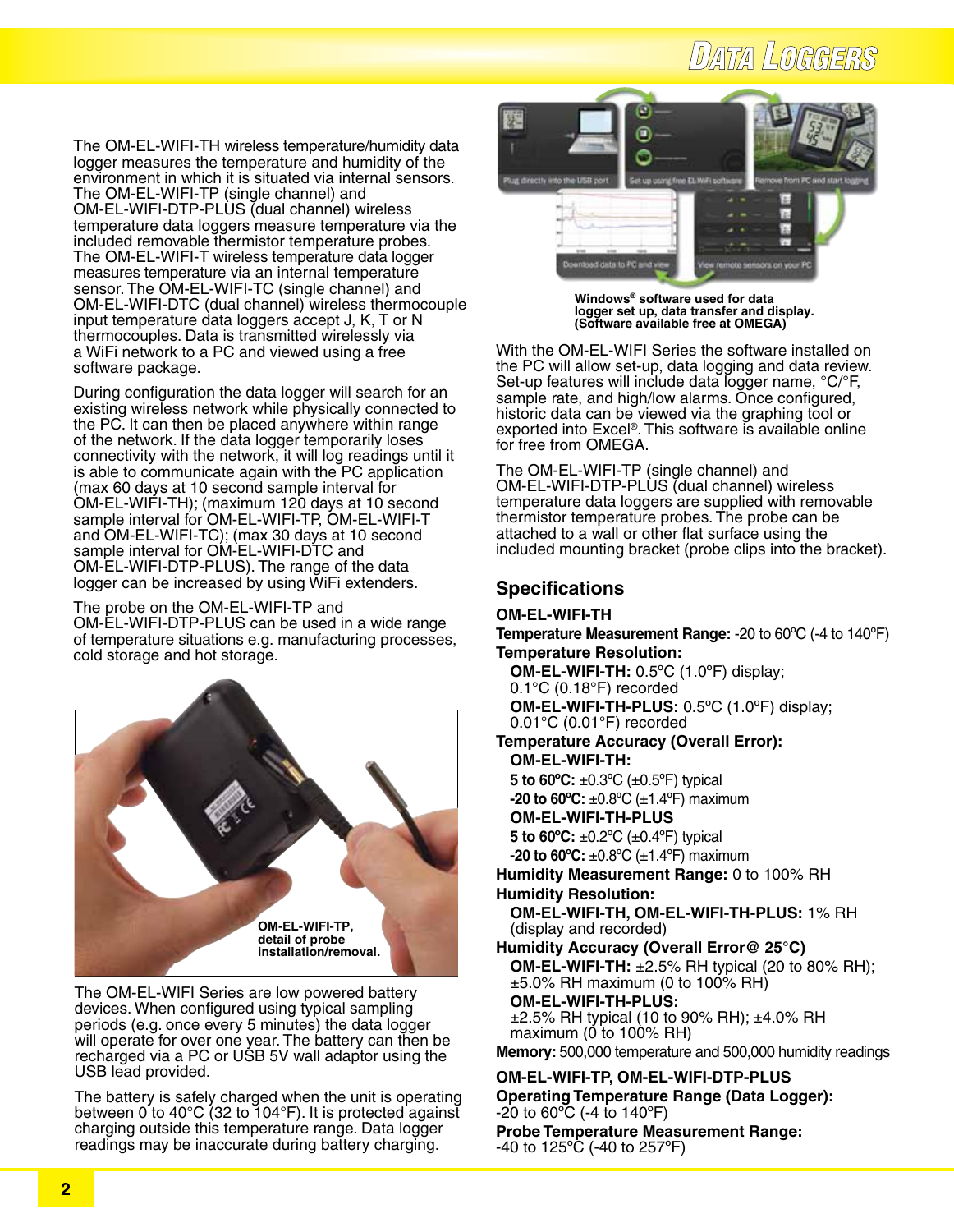The OM-EL-WIFI-TH wireless temperature/humidity data logger measures the temperature and humidity of the environment in which it is situated via internal sensors. The OM-EL-WIFI-TP (single channel) and OM-EL-WIFI-DTP-PLUS (dual channel) wireless temperature data loggers measure temperature via the included removable thermistor temperature probes. The OM-EL-WIFI-T wireless temperature data logger measures temperature via an internal temperature sensor. The OM-EL-WIFI-TC (single channel) and OM-EL-WIFI-DTC (dual channel) wireless thermocouple input temperature data loggers accept J, K, T or N thermocouples. Data is transmitted wirelessly via a WiFi network to a PC and viewed using a free software package.

During configuration the data logger will search for an existing wireless network while physically connected to the PC. It can then be placed anywhere within range of the network. If the data logger temporarily loses connectivity with the network, it will log readings until it is able to communicate again with the PC application (max 60 days at 10 second sample interval for OM-EL-WIFI-TH); (maximum 120 days at 10 second sample interval for OM-EL-WIFI-TP, OM-EL-WIFI-T and OM-EL-WIFI-TC); (max 30 days at 10 second sample interval for OM-EL-WIFI-DTC and OM-EL-WIFI-DTP-PLUS). The range of the data logger can be increased by using WiFi extenders.

The probe on the OM-EL-WIFI-TP and OM-EL-WIFI-DTP-PLUS can be used in a wide range of temperature situations e.g. manufacturing processes, cold storage and hot storage.

OM-EL-WIFI-TP, detail of probe installation/removal.

The OM-EL-WIFI Series are low powered battery devices. When configured using typical sampling periods (e.g. once every 5 minutes) the data logger will operate for over one year. The battery can then be recharged via a PC or USB 5V wall adaptor using the USB lead provided.

The battery is safely charged when the unit is operating between 0 to 40°C (32 to 104°F). It is protected against charging outside this temperature range. Data logger readings may be inaccurate during battery charging.

Windows® software used for data logger set up, data transfer and display. (Software available free at OMEGA)

With the OM-EL-WIFI Series the software installed on the PC will allow set-up, data logging and data review. Set-up features will include data logger name, °C/°F, sample rate, and high/low alarms. Once configured, historic data can be viewed via the graphing tool or exported into Excel®. This software is available online for free from OMEGA.

The OM-EL-WIFI-TP (single channel) and OM-EL-WIFI-DTP-PLUS (dual channel) wireless temperature data loggers are supplied with removable thermistor temperature probes. The probe can be attached to a wall or other flat surface using the included mounting bracket (probe clips into the bracket).

## Specifications

### OM-EL-WIFI-TH

**Temperature Measurement Range:** -20 to 60°C (-4 to 140°F)

**Temperature Resolution:**
- **OM-EL-WIFI-TH:** 0.5°C (1.0°F) display; 0.1°C (0.18°F) recorded
- **OM-EL-WIFI-TH-PLUS:** 0.5°C (1.0°F) display; 0.01°C (0.01°F) recorded

**Temperature Accuracy (Overall Error):**
- **OM-EL-WIFI-TH:**
  - **5 to 60°C:** ±0.3°C (±0.5°F) typical
  - **-20 to 60°C:** ±0.8°C (±1.4°F) maximum
- **OM-EL-WIFI-TH-PLUS**
  - **5 to 60°C:** ±0.2°C (±0.4°F) typical
  - **-20 to 60°C:** ±0.8°C (±1.4°F) maximum

**Humidity Measurement Range:** 0 to 100% RH

**Humidity Resolution:**
- **OM-EL-WIFI-TH, OM-EL-WIFI-TH-PLUS:** 1% RH (display and recorded)

**Humidity Accuracy (Overall Error@ 25°C)**
- **OM-EL-WIFI-TH:** ±2.5% RH typical (20 to 80% RH); ±5.0% RH maximum (0 to 100% RH)
- **OM-EL-WIFI-TH-PLUS:** ±2.5% RH typical (10 to 90% RH); ±4.0% RH maximum (0 to 100% RH)

**Memory:** 500,000 temperature and 500,000 humidity readings

### OM-EL-WIFI-TP, OM-EL-WIFI-DTP-PLUS

**Operating Temperature Range (Data Logger):** -20 to 60°C (-4 to 140°F)

**Probe Temperature Measurement Range:** -40 to 125°C (-40 to 257°F)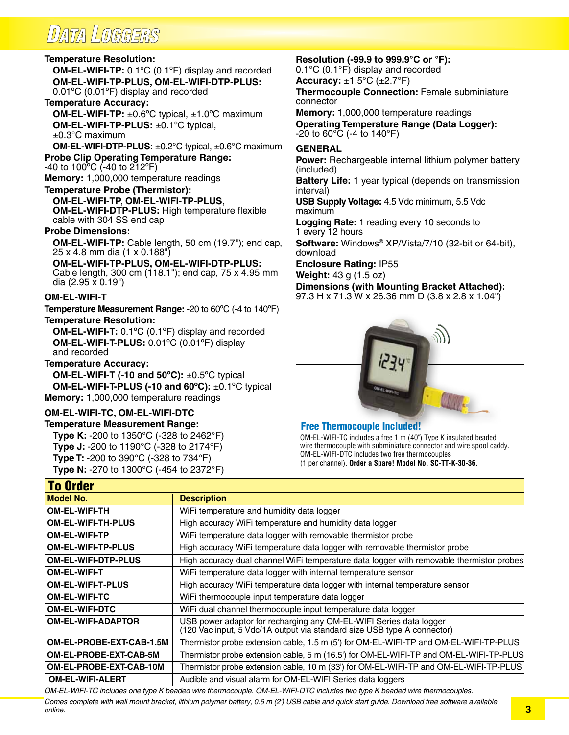# Data Loggers

**Temperature Resolution:**

**OM-EL-WIFI-TP:** 0.1ºC (0.1ºF) display and recorded

**OM-EL-WIFI-TP-PLUS, OM-EL-WIFI-DTP-PLUS:** 0.01ºC (0.01ºF) display and recorded

**Temperature Accuracy:**

**OM-EL-WIFI-TP:** ±0.6ºC typical, ±1.0ºC maximum

**OM-EL-WIFI-TP-PLUS:** ±0.1°C typical, ±0.3°C maximum

**OM-EL-WIFI-DTP-PLUS:** ±0.2°C typical, ±0.6°C maximum

**Probe Clip Operating Temperature Range:** -40 to 100ºC (-40 to 212ºF)

**Memory:** 1,000,000 temperature readings

**Temperature Probe (Thermistor):**

**OM-EL-WIFI-TP, OM-EL-WIFI-TP-PLUS, OM-EL-WIFI-DTP-PLUS:** High temperature flexible cable with 304 SS end cap

**Probe Dimensions:**

**OM-EL-WIFI-TP:** Cable length, 50 cm (19.7"); end cap, 25 x 4.8 mm dia (1 x 0.188")

**OM-EL-WIFI-TP-PLUS, OM-EL-WIFI-DTP-PLUS:** Cable length, 300 cm (118.1"); end cap, 75 x 4.95 mm dia (2.95 x 0.19")

## OM-EL-WIFI-T

**Temperature Measurement Range:** -20 to 60ºC (-4 to 140ºF)

**Temperature Resolution:**

**OM-EL-WIFI-T:** 0.1ºC (0.1ºF) display and recorded

**OM-EL-WIFI-T-PLUS:** 0.01ºC (0.01ºF) display and recorded

**Temperature Accuracy:**

**OM-EL-WIFI-T (-10 and 50ºC):** ±0.5°C typical

**OM-EL-WIFI-T-PLUS (-10 and 60ºC):** ±0.1°C typical

**Memory:** 1,000,000 temperature readings

## OM-EL-WIFI-TC, OM-EL-WIFI-DTC

**Temperature Measurement Range:**

**Type K:** -200 to 1350°C (-328 to 2462°F)

**Type J:** -200 to 1190°C (-328 to 2174°F)

**Type T:** -200 to 390°C (-328 to 734°F)

**Type N:** -270 to 1300°C (-454 to 2372°F)

**Resolution (-99.9 to 999.9°C or °F):** 0.1°C (0.1°F) display and recorded

**Accuracy:** ±1.5°C (±2.7°F)

**Thermocouple Connection:** Female subminiature connector

**Memory:** 1,000,000 temperature readings

**Operating Temperature Range (Data Logger):** -20 to 60°C (-4 to 140°F)

## GENERAL

**Power:** Rechargeable internal lithium polymer battery (included)

**Battery Life:** 1 year typical (depends on transmission interval)

**USB Supply Voltage:** 4.5 Vdc minimum, 5.5 Vdc maximum

**Logging Rate:** 1 reading every 10 seconds to 1 every 12 hours

**Software:** Windows® XP/Vista/7/10 (32-bit or 64-bit), download

**Enclosure Rating:** IP55

**Weight:** 43 g (1.5 oz)

**Dimensions (with Mounting Bracket Attached):** 97.3 H x 71.3 W x 26.36 mm D (3.8 x 2.8 x 1.04")

**Free Thermocouple Included!**

OM-EL-WIFI-TC includes a free 1 m (40") Type K insulated beaded wire thermocouple with subminiature connector and wire spool caddy. OM-EL-WIFI-DTC includes two free thermocouples (1 per channel). **Order a Spare! Model No. SC-TT-K-30-36.**

## To Order

| Model No. | Description |
|---|---|
| OM-EL-WIFI-TH | WiFi temperature and humidity data logger |
| OM-EL-WIFI-TH-PLUS | High accuracy WiFi temperature and humidity data logger |
| OM-EL-WIFI-TP | WiFi temperature data logger with removable thermistor probe |
| OM-EL-WIFI-TP-PLUS | High accuracy WiFi temperature data logger with removable thermistor probe |
| OM-EL-WIFI-DTP-PLUS | High accuracy dual channel WiFi temperature data logger with removable thermistor probes |
| OM-EL-WIFI-T | WiFi temperature data logger with internal temperature sensor |
| OM-EL-WIFI-T-PLUS | High accuracy WiFi temperature data logger with internal temperature sensor |
| OM-EL-WIFI-TC | WiFi thermocouple input temperature data logger |
| OM-EL-WIFI-DTC | WiFi dual channel thermocouple input temperature data logger |
| OM-EL-WIFI-ADAPTOR | USB power adaptor for recharging any OM-EL-WIFI Series data logger (120 Vac input, 5 Vdc/1A output via standard size USB type A connector) |
| OM-EL-PROBE-EXT-CAB-1.5M | Thermistor probe extension cable, 1.5 m (5') for OM-EL-WIFI-TP and OM-EL-WIFI-TP-PLUS |
| OM-EL-PROBE-EXT-CAB-5M | Thermistor probe extension cable, 5 m (16.5') for OM-EL-WIFI-TP and OM-EL-WIFI-TP-PLUS |
| OM-EL-PROBE-EXT-CAB-10M | Thermistor probe extension cable, 10 m (33') for OM-EL-WIFI-TP and OM-EL-WIFI-TP-PLUS |
| OM-EL-WIFI-ALERT | Audible and visual alarm for OM-EL-WIFI Series data loggers |

*OM-EL-WIFI-TC includes one type K beaded wire thermocouple. OM-EL-WIFI-DTC includes two type K beaded wire thermocouples.*

*Comes complete with wall mount bracket, lithium polymer battery, 0.6 m (2') USB cable and quick start guide. Download free software available online.*